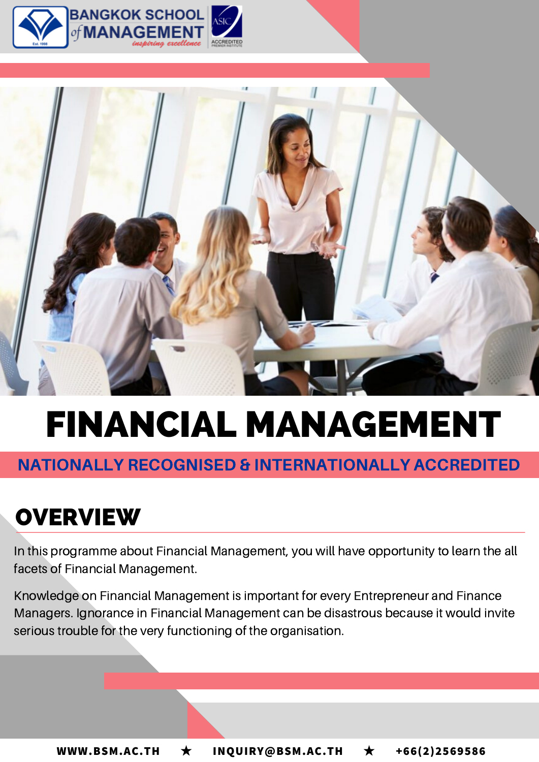BANGKOK SCHOOL of MANAGEMENT

*inspiring excellence*

# FINANCIAL MANAGEMENT

**NATIONALLY RECOGNISED & INTERNATIONALLY ACCREDITED**

## OVERVIEW

In this programme about Financial Management, you will have opportunity to learn the all facets of Financial Management.

Knowledge on Financial Management is important for every Entrepreneur and Finance Managers. Ignorance in Financial Management can be disastrous because it would invite serious trouble for the very functioning of the organisation.

WWW.BSM.AC.TH ★ INQUIRY@BSM.AC.TH ★ +66(2)2569586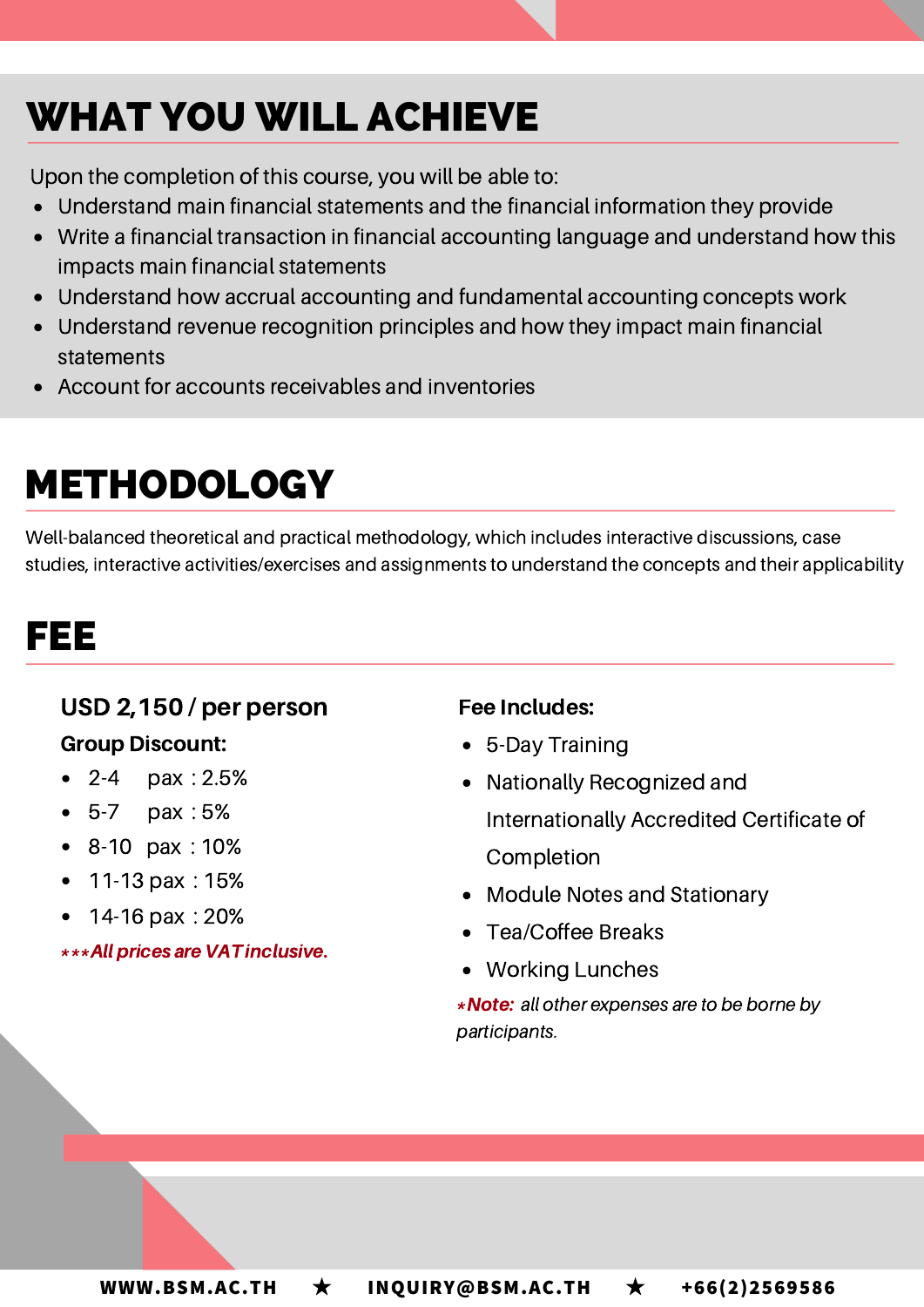## WHAT YOU WILL ACHIEVE

Upon the completion of this course, you will be able to:

- Understand main financial statements and the financial information they provide
- Write a financial transaction in financial accounting language and understand how this impacts main financial statements
- Understand how accrual accounting and fundamental accounting concepts work
- Understand revenue recognition principles and how they impact main financial statements
- Account for accounts receivables and inventories

## METHODOLOGY

Well-balanced theoretical and practical methodology, which includes interactive discussions, case studies, interactive activities/exercises and assignments to understand the concepts and their applicability

## FEE

### USD 2,150 / per person

**Group Discount:**

- 2-4 pax : 2.5%
- 5-7 pax : 5%
- 8-10 pax : 10%
- 11-13 pax : 15%
- 14-16 pax : 20%

***\*\*\*All prices are VAT inclusive.***

**Fee Includes:**

- 5-Day Training
- Nationally Recognized and Internationally Accredited Certificate of Completion
- Module Notes and Stationary
- Tea/Coffee Breaks
- Working Lunches

*\*Note: all other expenses are to be borne by participants.*

WWW.BSM.AC.TH ★ INQUIRY@BSM.AC.TH ★ +66(2)2569586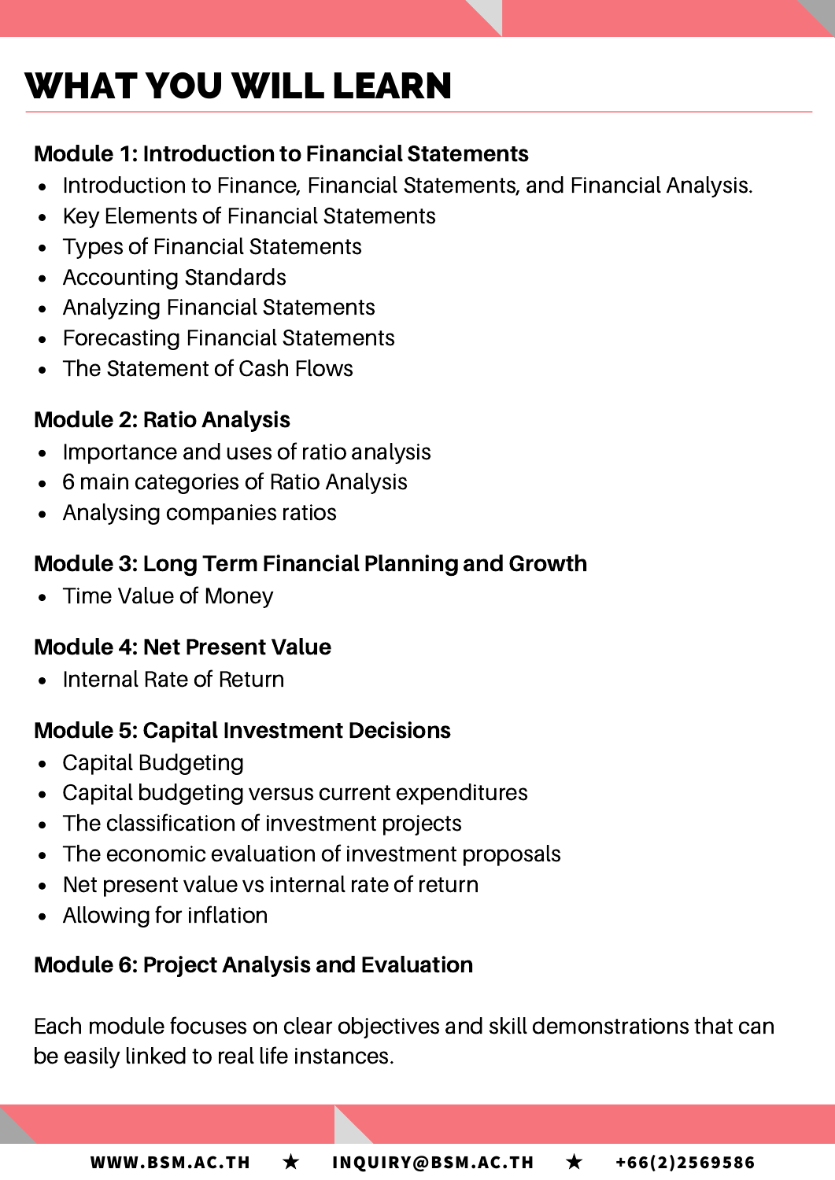# WHAT YOU WILL LEARN

**Module 1: Introduction to Financial Statements**

- Introduction to Finance, Financial Statements, and Financial Analysis.
- Key Elements of Financial Statements
- Types of Financial Statements
- Accounting Standards
- Analyzing Financial Statements
- Forecasting Financial Statements
- The Statement of Cash Flows

**Module 2: Ratio Analysis**

- Importance and uses of ratio analysis
- 6 main categories of Ratio Analysis
- Analysing companies ratios

**Module 3: Long Term Financial Planning and Growth**

- Time Value of Money

**Module 4: Net Present Value**

- Internal Rate of Return

**Module 5: Capital Investment Decisions**

- Capital Budgeting
- Capital budgeting versus current expenditures
- The classification of investment projects
- The economic evaluation of investment proposals
- Net present value vs internal rate of return
- Allowing for inflation

**Module 6: Project Analysis and Evaluation**

Each module focuses on clear objectives and skill demonstrations that can be easily linked to real life instances.

WWW.BSM.AC.TH ★ INQUIRY@BSM.AC.TH ★ +66(2)2569586